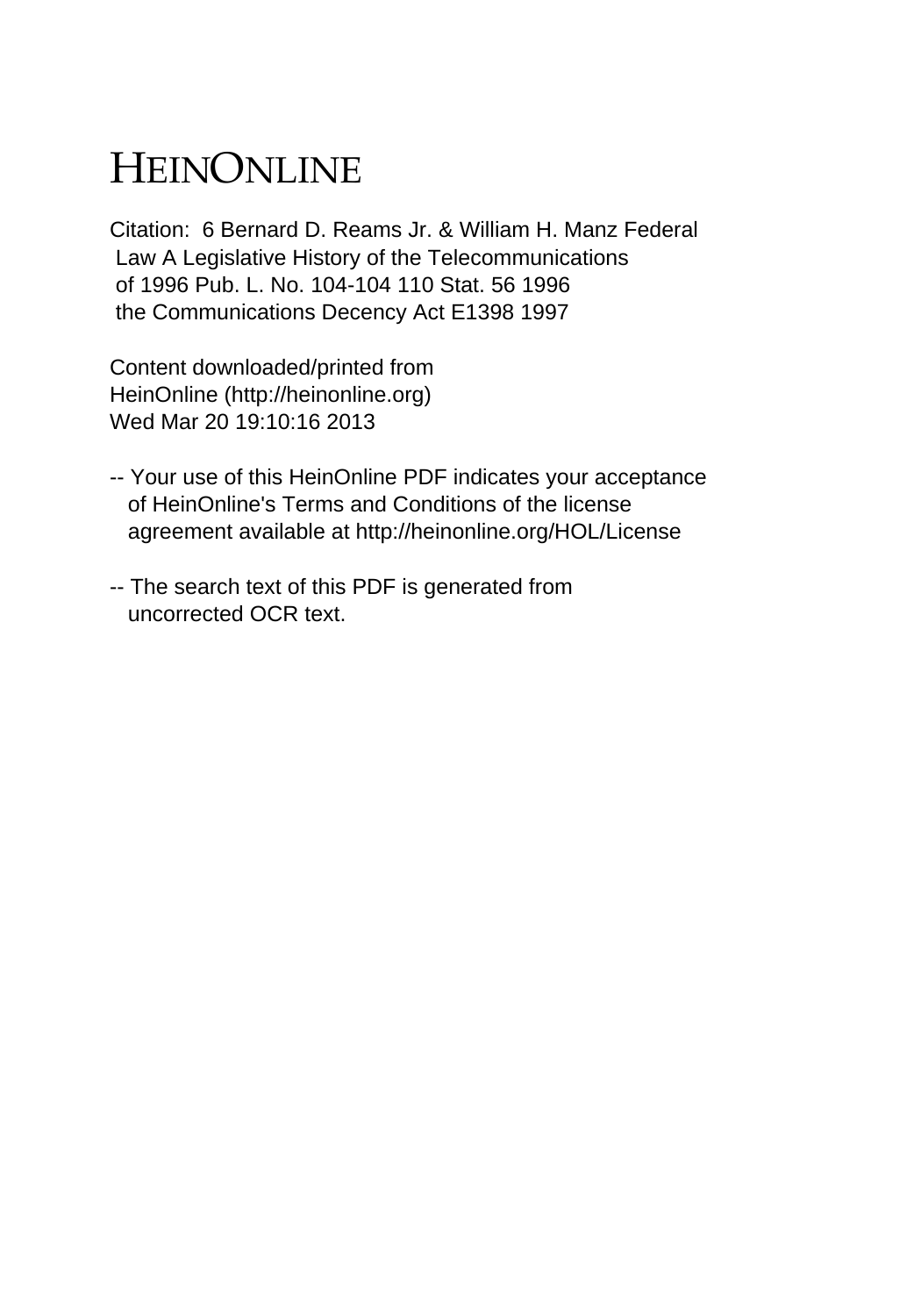# HEINONLINE

Citation: 6 Bernard D. Reams Jr. & William H. Manz Federal Law A Legislative History of the Telecommunications of 1996 Pub. L. No. 104-104 110 Stat. 56 1996 the Communications Decency Act E1398 1997

Content downloaded/printed from HeinOnline (http://heinonline.org) Wed Mar 20 19:10:16 2013

-- Your use of this HeinOnline PDF indicates your acceptance of HeinOnline's Terms and Conditions of the license agreement available at http://heinonline.org/HOL/License

-- The search text of this PDF is generated from uncorrected OCR text.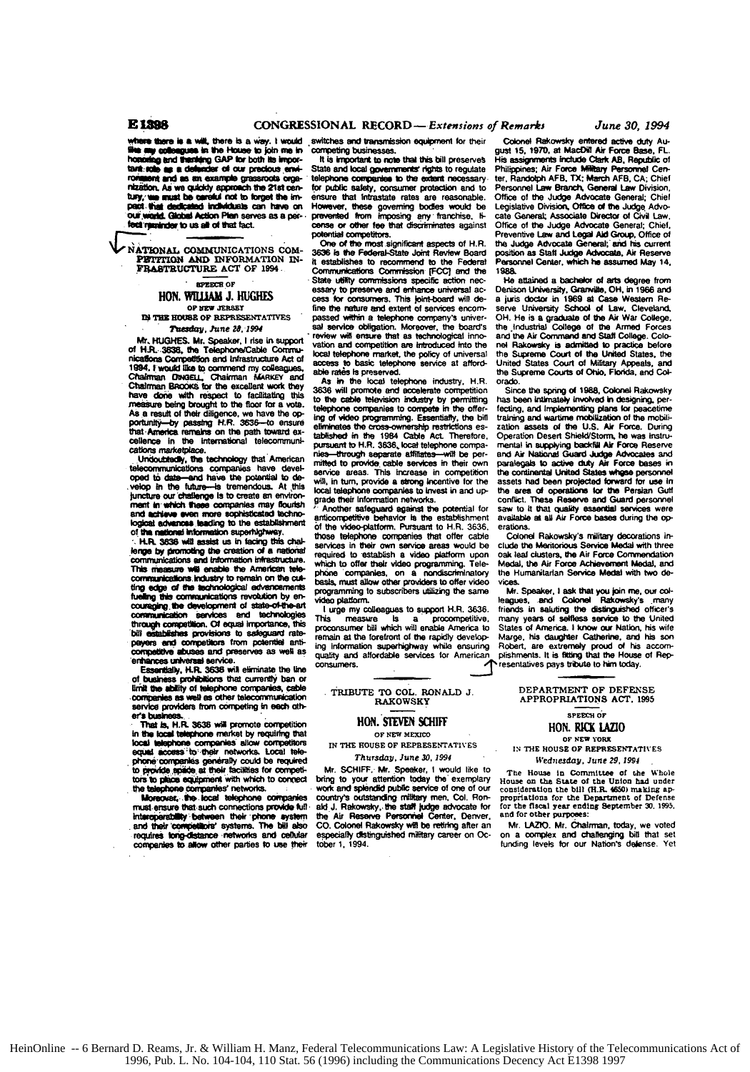where there is a will, there is a way. I would like my colleagues in the House to join me in honoring and thanking GAP for both its important role as a defender of our precious environment and as an example grassroots organization. As we quickly approach the 21st century, we must be careful not to forget the impact that dedicated individuals can have on our world. Global Action Plan serves as a perfect reminder to us all of that fact.

## NATIONAL COMMUNICATIONS COMPETITION AND INFORMATION INFRASTRUCTURE ACT OF 1994

SPEECH OF

### HON. WILLIAM J. HUGHES

OF NEW JERSEY

IN THE HOUSE OF REPRESENTATIVES

*Tuesday, June 28, 1994*

Mr. HUGHES. Mr. Speaker, I rise in support of H.R. 3636, the Telephone/Cable Communications Competition and Infrastructure Act of 1994. I would like to commend my colleagues, Chairman DINGELL, Chairman MARKEY and Chairman BROOKS for the excellent work they have done with respect to facilitating this measure being brought to the floor for a vote. As a result of their diligence, we have the opportunity—by passing H.R. 3636—to ensure that America remains on the path toward excellence in the international telecommunications marketplace.

Undoubtedly, the technology that American telecommunications companies have developed to date—and have the potential to develop in the future—is tremendous. At this juncture our challenge is to create an environment in which these companies may flourish and achieve even more sophisticated technological advances leading to the establishment of the national information superhighway.

H.R. 3636 will assist us in facing this challenge by promoting the creation of a national communications and information infrastructure. This measure will enable the American telecommunications industry to remain on the cutting edge of the technological advancements fueling this communications revolution by encouraging the development of state-of-the-art communication services and technologies through competition. Of equal importance, this bill establishes provisions to safeguard ratepayers and competitors from potential anticompetitive abuses and preserves as well as enhances universal service.

Essentially, H.R. 3636 will eliminate the line of business prohibitions that currently ban or limit the ability of telephone companies, cable companies as well as other telecommunication service providers from competing in each other's business.

That is, H.R. 3636 will promote competition in the local telephone market by requiring that local telephone companies allow competitors equal access to their networks. Local telephone companies generally could be required to provide space at their facilities for competitors to place equipment with which to connect the telephone companies' networks.

Moreover, the local telephone companies must ensure that such connections provide full interoperability between their phone system and their competitors' systems. The bill also requires long-distance networks and cellular companies to allow other parties to use their switches and transmission equipment for their competing businesses.

It is important to note that this bill preserves State and local governments' rights to regulate telephone companies to the extent necessary for public safety, consumer protection and to ensure that intrastate rates are reasonable. However, these governing bodies would be prevented from imposing any franchise, license or other fee that discriminates against potential competitors.

One of the most significant aspects of H.R. 3636 is the Federal-State Joint Review Board. It establishes to recommend to the Federal Communications Commission [FCC] and the State utility commissions specific action necessary to preserve and enhance universal access for consumers. This joint-board will define the nature and extent of services encompassed within a telephone company's universal service obligation. Moreover, the board's review will ensure that as technological innovation and competition are introduced into the local telephone market, the policy of universal access to basic telephone service at affordable rates is preserved.

As in the local telephone industry, H.R. 3636 will promote and accelerate competition to the cable television industry by permitting telephone companies to compete in the offering of video programming. Essentially, the bill eliminates the cross-ownership restrictions established in the 1984 Cable Act. Therefore, pursuant to H.R. 3636, local telephone companies—through separate affiliates—will be permitted to provide cable services in their own service areas. This increase in competition will, in turn, provide a strong incentive for the local telephone companies to invest in and upgrade their information networks.

Another safeguard against the potential for anticompetitive behavior is the establishment of the video-platform. Pursuant to H.R. 3636, those telephone companies that offer cable services in their own service areas would be required to establish a video platform upon which to offer their video programming. Telephone companies, on a nondiscriminatory basis, must allow other providers to offer video programming to subscribers utilizing the same video platform.

I urge my colleagues to support H.R. 3636. This measure is a procompetitive, proconsumer bill which will enable America to remain at the forefront of the rapidly developing information superhighway while ensuring quality and affordable services for American consumers.

## TRIBUTE TO COL. RONALD J. RAKOWSKY

### HON. STEVEN SCHIFF

OF NEW MEXICO

IN THE HOUSE OF REPRESENTATIVES

*Thursday, June 30, 1994*

Mr. SCHIFF. Mr. Speaker, I would like to bring to your attention today the exemplary work and splendid public service of one of our country's outstanding military men, Col. Ronald J. Rakowsky, the staff judge advocate for the Air Reserve Personnel Center, Denver, CO. Colonel Rakowsky will be retiring after an especially distinguished military career on October 1, 1994.

Colonel Rakowsky entered active duty August 15, 1970, at MacDill Air Force Base, FL. His assignments include Clark AB, Republic of Philippines; Air Force Military Personnel Center, Randolph AFB, TX; March AFB, CA; Chief Personnel Law Branch, General Law Division, Office of the Judge Advocate General; Chief Legislative Division, Office of the Judge Advocate General; Associate Director of Civil Law, Office of the Judge Advocate General; Chief, Preventive Law and Legal Aid Group, Office of the Judge Advocate General; and his current position as Staff Judge Advocate, Air Reserve Personnel Center, which he assumed May 14, 1988.

He attained a bachelor of arts degree from Denison University, Granville, OH, in 1966 and a juris doctor in 1969 at Case Western Reserve University School of Law, Cleveland, OH. He is a graduate of the Air War College, the Industrial College of the Armed Forces and the Air Command and Staff College. Colonel Rakowsky is admitted to practice before the Supreme Court of the United States, the United States Court of Military Appeals, and the Supreme Courts of Ohio, Florida, and Colorado.

Since the spring of 1988, Colonel Rakowsky has been intimately involved in designing, perfecting, and implementing plans for peacetime training and wartime mobilization of the mobilization assets of the U.S. Air Force. During Operation Desert Shield/Storm, he was instrumental in supplying backfill Air Force Reserve and Air National Guard Judge Advocates and paralegals to active duty Air Force bases in the continental United States whose personnel assets had been projected forward for use in the area of operations for the Persian Gulf conflict. These Reserve and Guard personnel saw to it that quality essential services were available at all Air Force bases during the operations.

Colonel Rakowsky's military decorations include the Meritorious Service Medal with three oak leaf clusters, the Air Force Commendation Medal, the Air Force Achievement Medal, and the Humanitarian Service Medal with two devices.

Mr. Speaker, I ask that you join me, our colleagues, and Colonel Rakowsky's many friends in saluting the distinguished officer's many years of selfless service to the United States of America. I know our Nation, his wife Marge, his daughter Catherine, and his son Robert, are extremely proud of his accomplishments. It is fitting that the House of Representatives pays tribute to him today.

## DEPARTMENT OF DEFENSE APPROPRIATIONS ACT, 1995

SPEECH OF

### HON. RICK LAZIO

OF NEW YORK

IN THE HOUSE OF REPRESENTATIVES

*Wednesday, June 29, 1994*

The House in Committee of the Whole House on the State of the Union had under consideration the bill (H.R. 4650) making appropriations for the Department of Defense for the fiscal year ending September 30, 1995, and for other purposes:

Mr. LAZIO. Mr. Chairman, today, we voted on a complex and challenging bill that set funding levels for our Nation's defense. Yet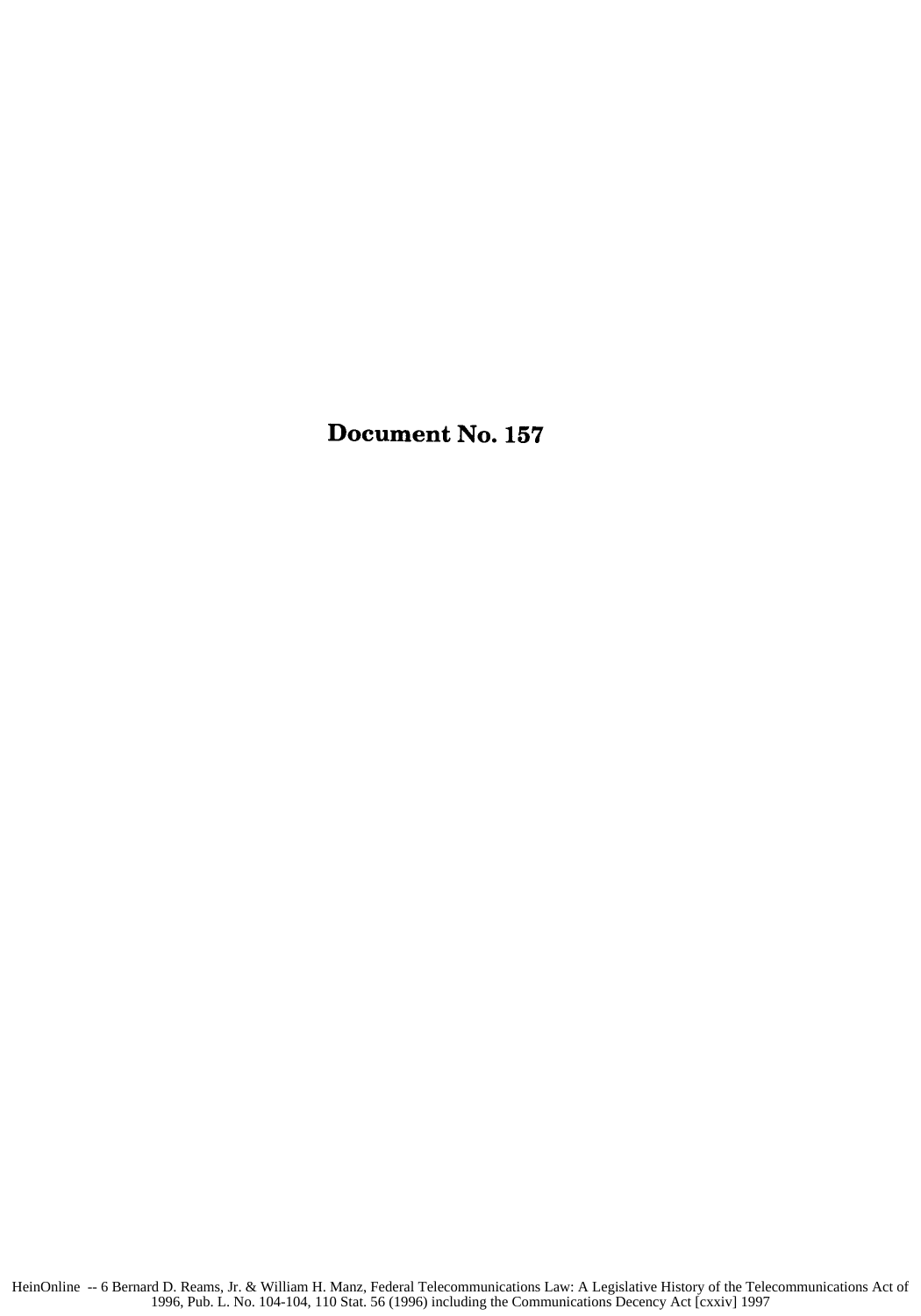# Document No. 157